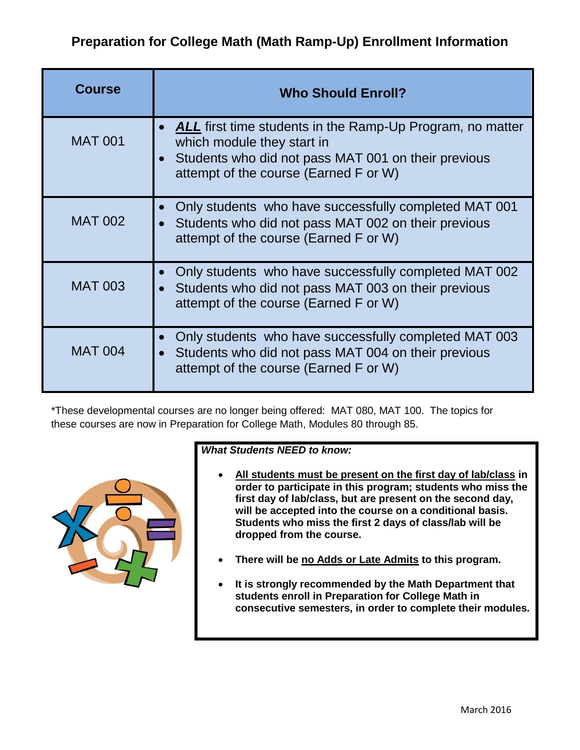# Preparation for College Math (Math Ramp-Up) Enrollment Information

| Course | Who Should Enroll? |
|---|---|
| MAT 001 | • ***ALL*** first time students in the Ramp-Up Program, no matter which module they start in<br>• Students who did not pass MAT 001 on their previous attempt of the course (Earned F or W) |
| MAT 002 | • Only students who have successfully completed MAT 001<br>• Students who did not pass MAT 002 on their previous attempt of the course (Earned F or W) |
| MAT 003 | • Only students who have successfully completed MAT 002<br>• Students who did not pass MAT 003 on their previous attempt of the course (Earned F or W) |
| MAT 004 | • Only students who have successfully completed MAT 003<br>• Students who did not pass MAT 004 on their previous attempt of the course (Earned F or W) |

*These developmental courses are no longer being offered: MAT 080, MAT 100. The topics for these courses are now in Preparation for College Math, Modules 80 through 85.

***What Students NEED to know:***

- **All students must be present on the first day of lab/class in order to participate in this program; students who miss the first day of lab/class, but are present on the second day, will be accepted into the course on a conditional basis. Students who miss the first 2 days of class/lab will be dropped from the course.**
- **There will be no Adds or Late Admits to this program.**
- **It is strongly recommended by the Math Department that students enroll in Preparation for College Math in consecutive semesters, in order to complete their modules.**

March 2016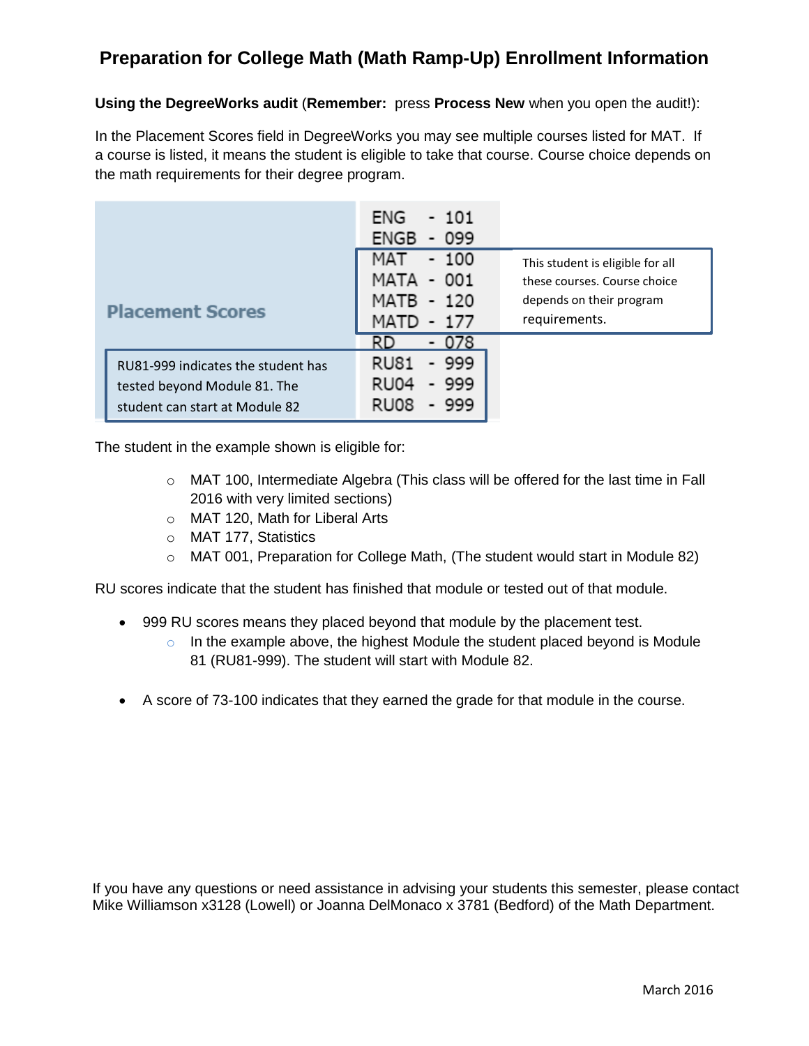# Preparation for College Math (Math Ramp-Up) Enrollment Information

**Using the DegreeWorks audit** (**Remember:** press **Process New** when you open the audit!):

In the Placement Scores field in DegreeWorks you may see multiple courses listed for MAT. If a course is listed, it means the student is eligible to take that course. Course choice depends on the math requirements for their degree program.

| | |
|---|---|
| Placement Scores | ENG - 101 |
| | ENGB - 099 |
| | MAT - 100 |
| | MATA - 001 |
| | MATB - 120 |
| | MATD - 177 |
| | RD - 078 |
| | RU81 - 999 |
| | RU04 - 999 |
| | RU08 - 999 |

This student is eligible for all these courses. Course choice depends on their program requirements.

RU81-999 indicates the student has tested beyond Module 81. The student can start at Module 82

The student in the example shown is eligible for:

- MAT 100, Intermediate Algebra (This class will be offered for the last time in Fall 2016 with very limited sections)
- MAT 120, Math for Liberal Arts
- MAT 177, Statistics
- MAT 001, Preparation for College Math, (The student would start in Module 82)

RU scores indicate that the student has finished that module or tested out of that module.

- 999 RU scores means they placed beyond that module by the placement test.
  - In the example above, the highest Module the student placed beyond is Module 81 (RU81-999). The student will start with Module 82.

- A score of 73-100 indicates that they earned the grade for that module in the course.

If you have any questions or need assistance in advising your students this semester, please contact Mike Williamson x3128 (Lowell) or Joanna DelMonaco x 3781 (Bedford) of the Math Department.

March 2016